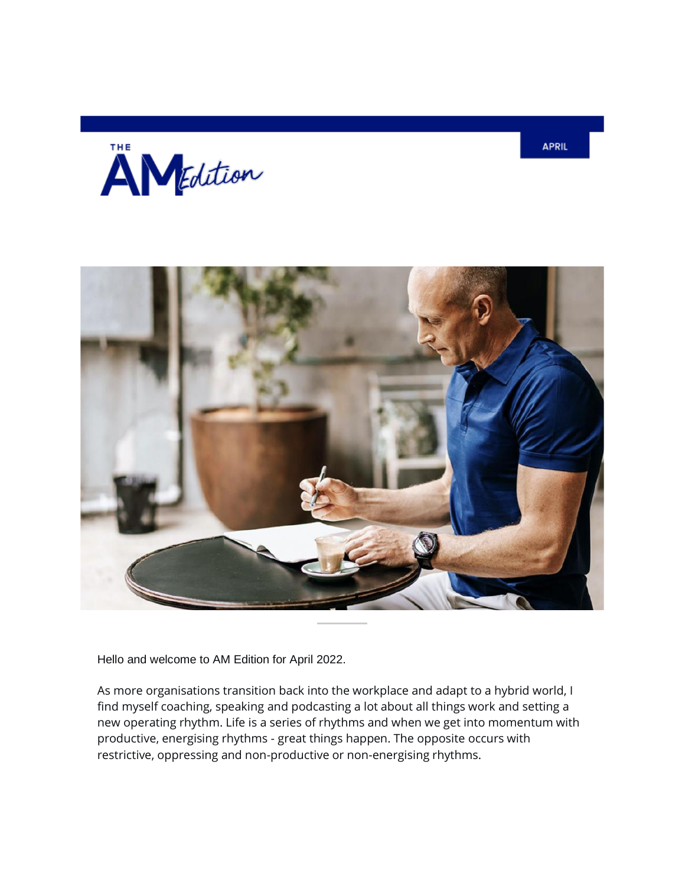# THE AM Edition

APRIL

Hello and welcome to AM Edition for April 2022.

As more organisations transition back into the workplace and adapt to a hybrid world, I find myself coaching, speaking and podcasting a lot about all things work and setting a new operating rhythm. Life is a series of rhythms and when we get into momentum with productive, energising rhythms - great things happen. The opposite occurs with restrictive, oppressing and non-productive or non-energising rhythms.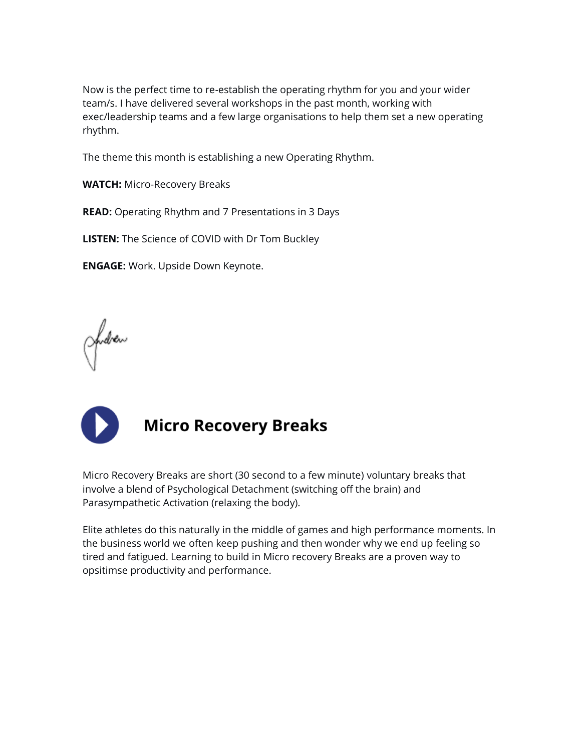Now is the perfect time to re-establish the operating rhythm for you and your wider team/s. I have delivered several workshops in the past month, working with exec/leadership teams and a few large organisations to help them set a new operating rhythm.

The theme this month is establishing a new Operating Rhythm.

**WATCH:** Micro-Recovery Breaks

**READ:** Operating Rhythm and 7 Presentations in 3 Days

**LISTEN:** The Science of COVID with Dr Tom Buckley

**ENGAGE:** Work. Upside Down Keynote.

## Micro Recovery Breaks

Micro Recovery Breaks are short (30 second to a few minute) voluntary breaks that involve a blend of Psychological Detachment (switching off the brain) and Parasympathetic Activation (relaxing the body).

Elite athletes do this naturally in the middle of games and high performance moments. In the business world we often keep pushing and then wonder why we end up feeling so tired and fatigued. Learning to build in Micro recovery Breaks are a proven way to opsitimse productivity and performance.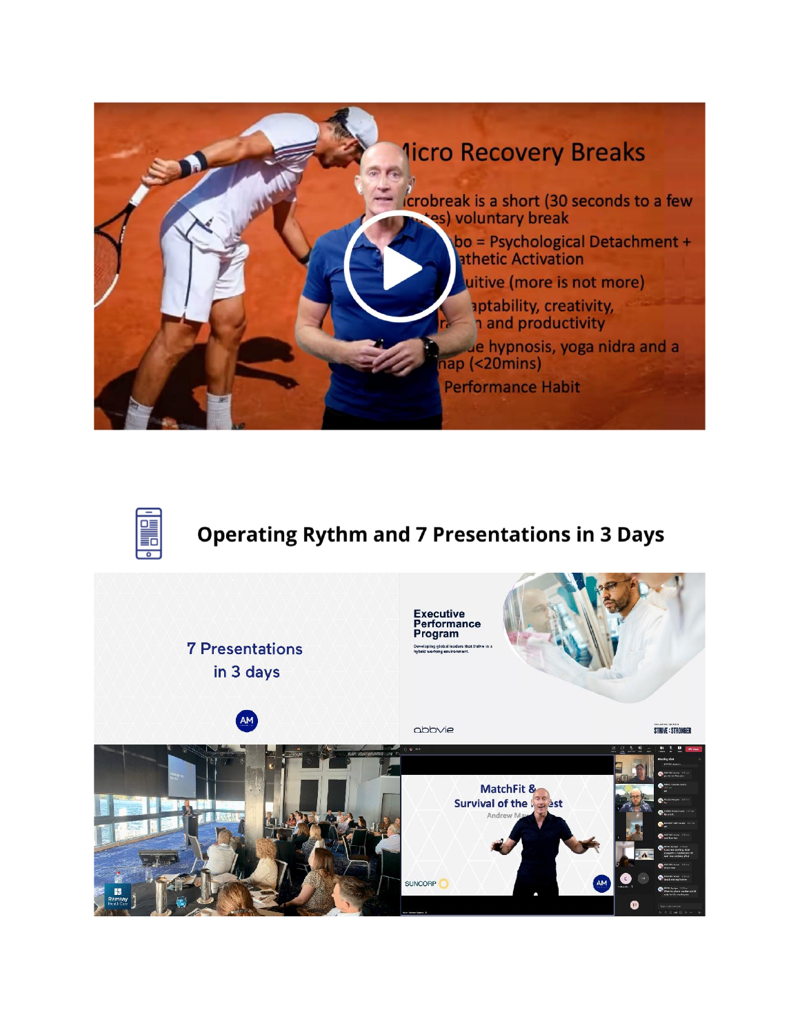## Operating Rythm and 7 Presentations in 3 Days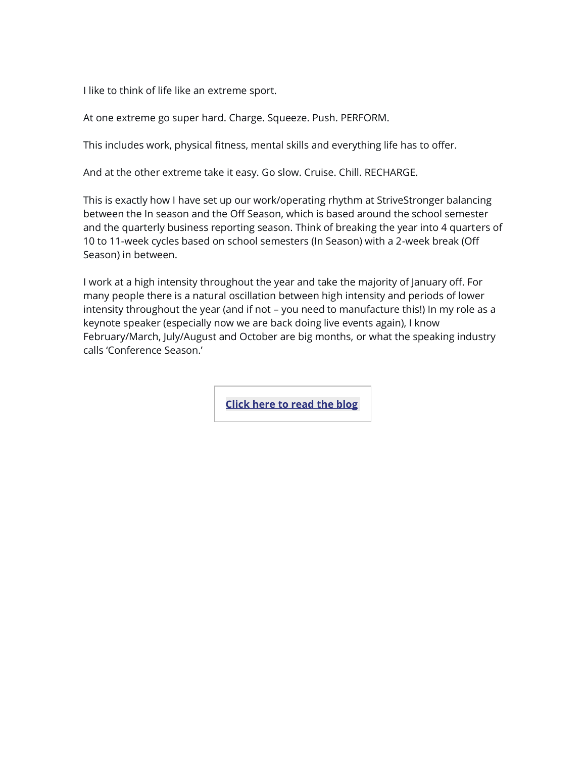I like to think of life like an extreme sport.

At one extreme go super hard. Charge. Squeeze. Push. PERFORM.

This includes work, physical fitness, mental skills and everything life has to offer.

And at the other extreme take it easy. Go slow. Cruise. Chill. RECHARGE.

This is exactly how I have set up our work/operating rhythm at StriveStronger balancing between the In season and the Off Season, which is based around the school semester and the quarterly business reporting season. Think of breaking the year into 4 quarters of 10 to 11-week cycles based on school semesters (In Season) with a 2-week break (Off Season) in between.

I work at a high intensity throughout the year and take the majority of January off. For many people there is a natural oscillation between high intensity and periods of lower intensity throughout the year (and if not – you need to manufacture this!) In my role as a keynote speaker (especially now we are back doing live events again), I know February/March, July/August and October are big months, or what the speaking industry calls 'Conference Season.'

**Click here to read the blog**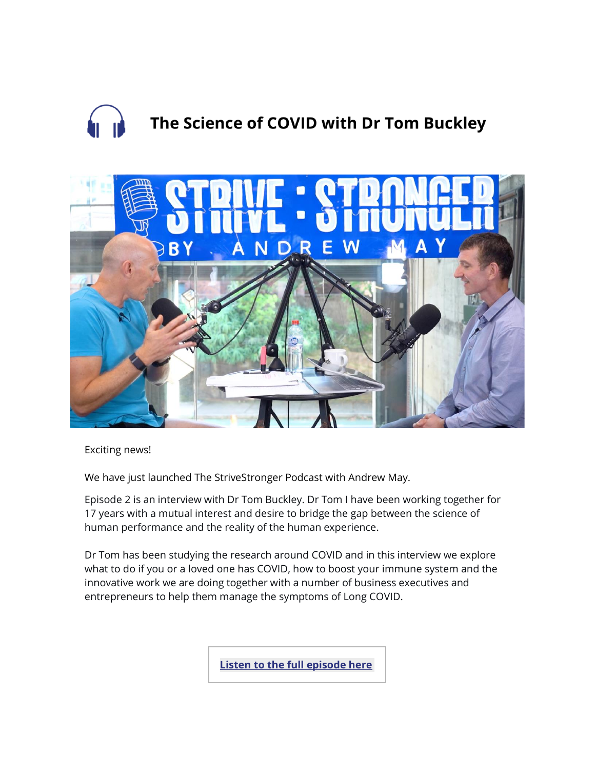## The Science of COVID with Dr Tom Buckley

Exciting news!

We have just launched The StriveStronger Podcast with Andrew May.

Episode 2 is an interview with Dr Tom Buckley. Dr Tom I have been working together for 17 years with a mutual interest and desire to bridge the gap between the science of human performance and the reality of the human experience.

Dr Tom has been studying the research around COVID and in this interview we explore what to do if you or a loved one has COVID, how to boost your immune system and the innovative work we are doing together with a number of business executives and entrepreneurs to help them manage the symptoms of Long COVID.

**Listen to the full episode here**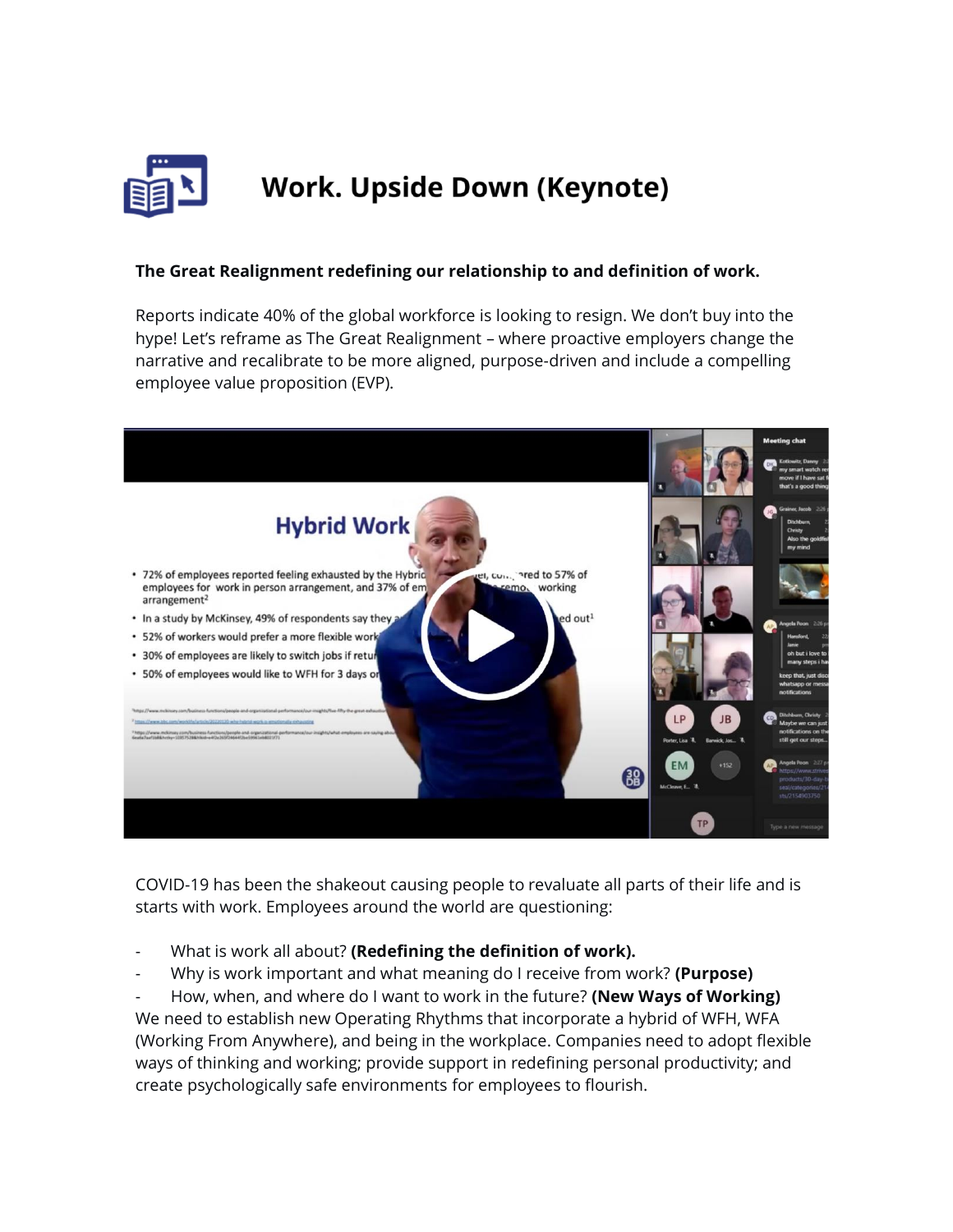# Work. Upside Down (Keynote)

**The Great Realignment redefining our relationship to and definition of work.**

Reports indicate 40% of the global workforce is looking to resign. We don't buy into the hype! Let's reframe as The Great Realignment – where proactive employers change the narrative and recalibrate to be more aligned, purpose-driven and include a compelling employee value proposition (EVP).

COVID-19 has been the shakeout causing people to revaluate all parts of their life and is starts with work. Employees around the world are questioning:

- What is work all about? **(Redefining the definition of work).**
- Why is work important and what meaning do I receive from work? **(Purpose)**
- How, when, and where do I want to work in the future? **(New Ways of Working)**

We need to establish new Operating Rhythms that incorporate a hybrid of WFH, WFA (Working From Anywhere), and being in the workplace. Companies need to adopt flexible ways of thinking and working; provide support in redefining personal productivity; and create psychologically safe environments for employees to flourish.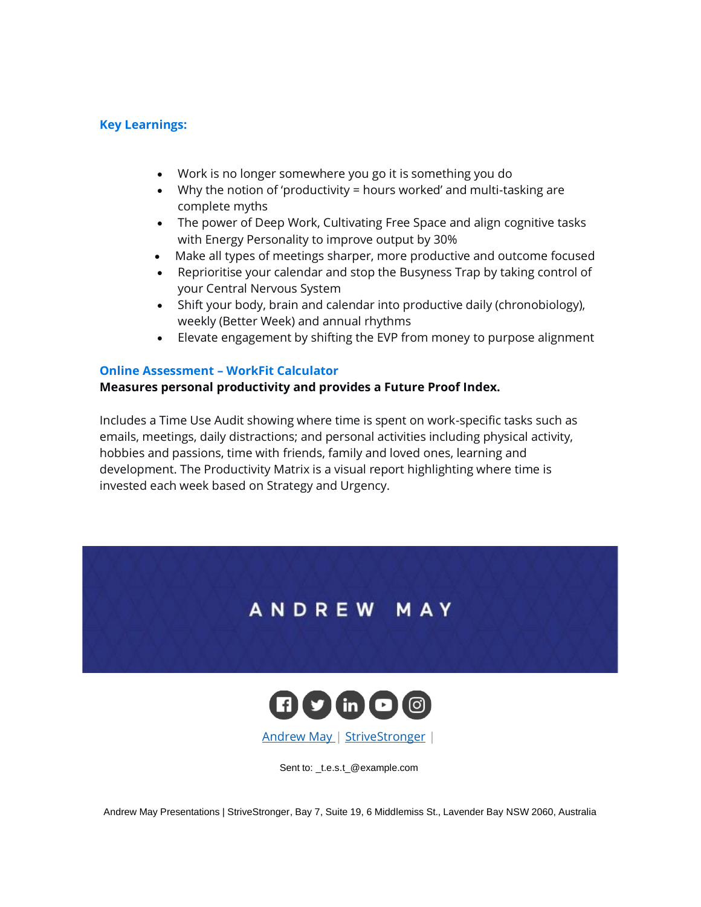**Key Learnings:**

- Work is no longer somewhere you go it is something you do
- Why the notion of 'productivity = hours worked' and multi-tasking are complete myths
- The power of Deep Work, Cultivating Free Space and align cognitive tasks with Energy Personality to improve output by 30%
- Make all types of meetings sharper, more productive and outcome focused
- Reprioritise your calendar and stop the Busyness Trap by taking control of your Central Nervous System
- Shift your body, brain and calendar into productive daily (chronobiology), weekly (Better Week) and annual rhythms
- Elevate engagement by shifting the EVP from money to purpose alignment

**Online Assessment – WorkFit Calculator**

**Measures personal productivity and provides a Future Proof Index.**

Includes a Time Use Audit showing where time is spent on work-specific tasks such as emails, meetings, daily distractions; and personal activities including physical activity, hobbies and passions, time with friends, family and loved ones, learning and development. The Productivity Matrix is a visual report highlighting where time is invested each week based on Strategy and Urgency.

ANDREW MAY

Andrew May | StriveStronger |

Sent to: _t.e.s.t_@example.com

Andrew May Presentations | StriveStronger, Bay 7, Suite 19, 6 Middlemiss St., Lavender Bay NSW 2060, Australia